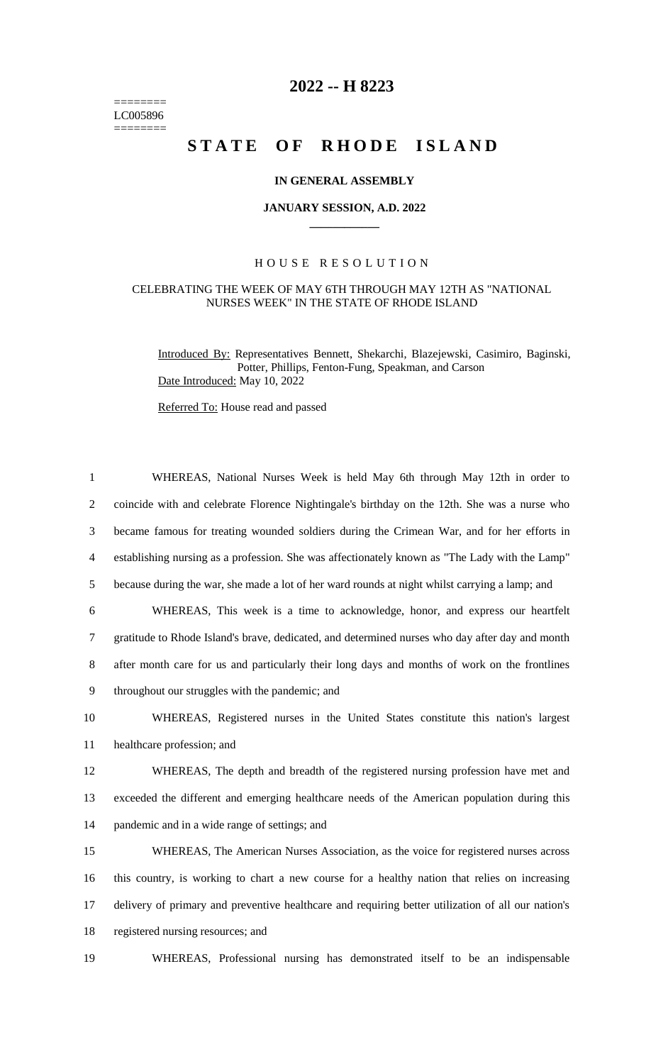========
LC005896
========

# 2022 -- H 8223

# STATE OF RHODE ISLAND

**IN GENERAL ASSEMBLY**

**JANUARY SESSION, A.D. 2022**

H O U S E   R E S O L U T I O N

CELEBRATING THE WEEK OF MAY 6TH THROUGH MAY 12TH AS "NATIONAL NURSES WEEK" IN THE STATE OF RHODE ISLAND

Introduced By: Representatives Bennett, Shekarchi, Blazejewski, Casimiro, Baginski, Potter, Phillips, Fenton-Fung, Speakman, and Carson
Date Introduced: May 10, 2022

Referred To: House read and passed

1 WHEREAS, National Nurses Week is held May 6th through May 12th in order to
2 coincide with and celebrate Florence Nightingale's birthday on the 12th. She was a nurse who
3 became famous for treating wounded soldiers during the Crimean War, and for her efforts in
4 establishing nursing as a profession. She was affectionately known as "The Lady with the Lamp"
5 because during the war, she made a lot of her ward rounds at night whilst carrying a lamp; and
6 WHEREAS, This week is a time to acknowledge, honor, and express our heartfelt
7 gratitude to Rhode Island's brave, dedicated, and determined nurses who day after day and month
8 after month care for us and particularly their long days and months of work on the frontlines
9 throughout our struggles with the pandemic; and
10 WHEREAS, Registered nurses in the United States constitute this nation's largest
11 healthcare profession; and
12 WHEREAS, The depth and breadth of the registered nursing profession have met and
13 exceeded the different and emerging healthcare needs of the American population during this
14 pandemic and in a wide range of settings; and
15 WHEREAS, The American Nurses Association, as the voice for registered nurses across
16 this country, is working to chart a new course for a healthy nation that relies on increasing
17 delivery of primary and preventive healthcare and requiring better utilization of all our nation's
18 registered nursing resources; and
19 WHEREAS, Professional nursing has demonstrated itself to be an indispensable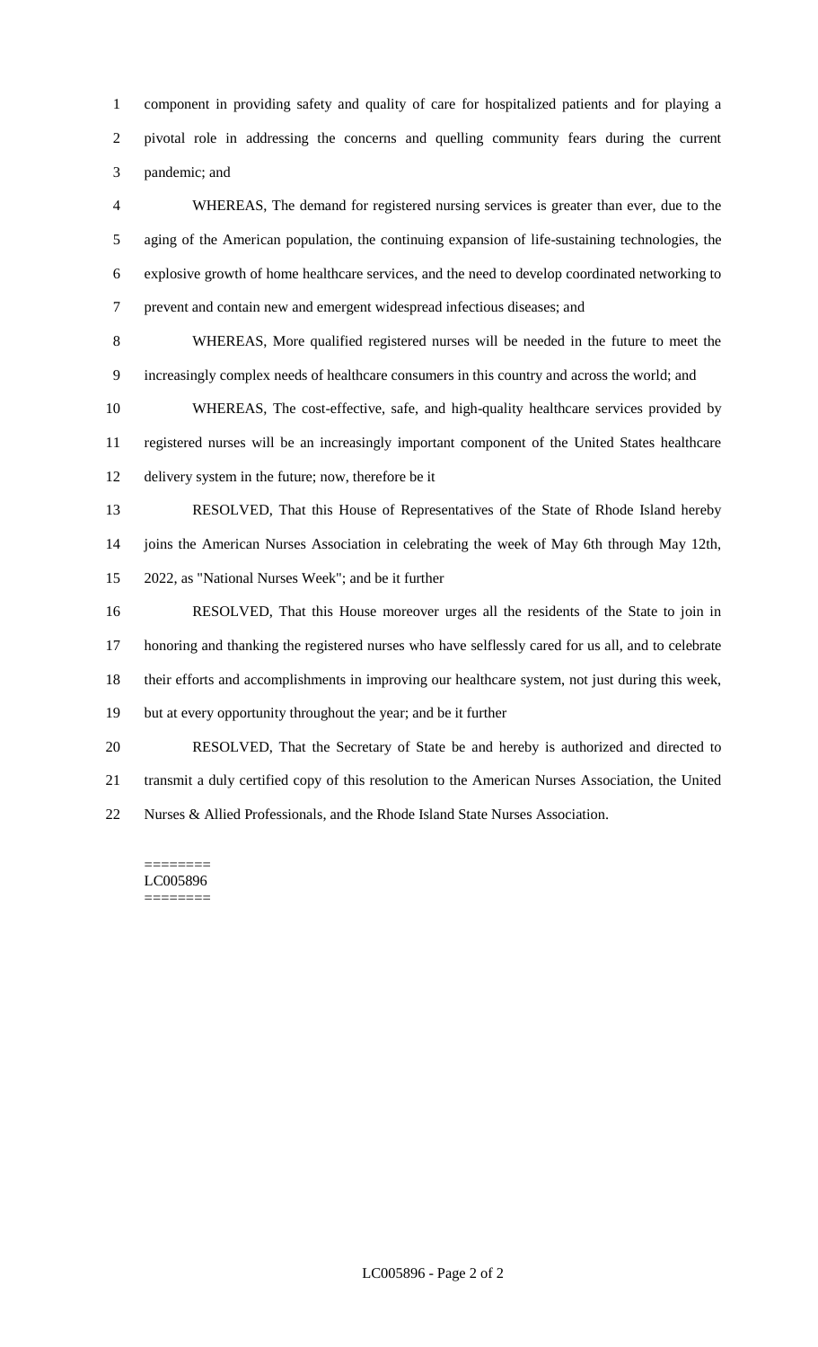component in providing safety and quality of care for hospitalized patients and for playing a pivotal role in addressing the concerns and quelling community fears during the current pandemic; and

WHEREAS, The demand for registered nursing services is greater than ever, due to the aging of the American population, the continuing expansion of life-sustaining technologies, the explosive growth of home healthcare services, and the need to develop coordinated networking to prevent and contain new and emergent widespread infectious diseases; and

WHEREAS, More qualified registered nurses will be needed in the future to meet the increasingly complex needs of healthcare consumers in this country and across the world; and

WHEREAS, The cost-effective, safe, and high-quality healthcare services provided by registered nurses will be an increasingly important component of the United States healthcare delivery system in the future; now, therefore be it

RESOLVED, That this House of Representatives of the State of Rhode Island hereby joins the American Nurses Association in celebrating the week of May 6th through May 12th, 2022, as "National Nurses Week"; and be it further

RESOLVED, That this House moreover urges all the residents of the State to join in honoring and thanking the registered nurses who have selflessly cared for us all, and to celebrate their efforts and accomplishments in improving our healthcare system, not just during this week, but at every opportunity throughout the year; and be it further

RESOLVED, That the Secretary of State be and hereby is authorized and directed to transmit a duly certified copy of this resolution to the American Nurses Association, the United Nurses & Allied Professionals, and the Rhode Island State Nurses Association.

========
LC005896
========